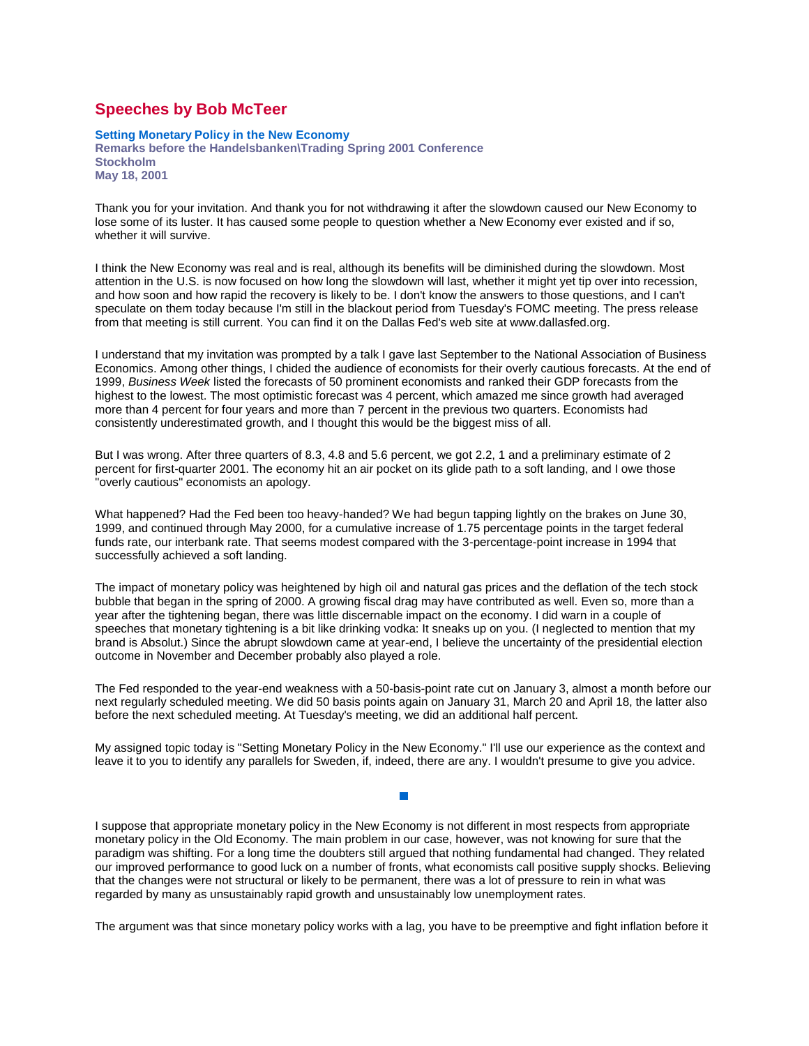# Speeches by Bob McTeer

**Setting Monetary Policy in the New Economy**
**Remarks before the Handelsbanken\Trading Spring 2001 Conference**
**Stockholm**
**May 18, 2001**

Thank you for your invitation. And thank you for not withdrawing it after the slowdown caused our New Economy to lose some of its luster. It has caused some people to question whether a New Economy ever existed and if so, whether it will survive.

I think the New Economy was real and is real, although its benefits will be diminished during the slowdown. Most attention in the U.S. is now focused on how long the slowdown will last, whether it might yet tip over into recession, and how soon and how rapid the recovery is likely to be. I don't know the answers to those questions, and I can't speculate on them today because I'm still in the blackout period from Tuesday's FOMC meeting. The press release from that meeting is still current. You can find it on the Dallas Fed's web site at www.dallasfed.org.

I understand that my invitation was prompted by a talk I gave last September to the National Association of Business Economics. Among other things, I chided the audience of economists for their overly cautious forecasts. At the end of 1999, *Business Week* listed the forecasts of 50 prominent economists and ranked their GDP forecasts from the highest to the lowest. The most optimistic forecast was 4 percent, which amazed me since growth had averaged more than 4 percent for four years and more than 7 percent in the previous two quarters. Economists had consistently underestimated growth, and I thought this would be the biggest miss of all.

But I was wrong. After three quarters of 8.3, 4.8 and 5.6 percent, we got 2.2, 1 and a preliminary estimate of 2 percent for first-quarter 2001. The economy hit an air pocket on its glide path to a soft landing, and I owe those "overly cautious" economists an apology.

What happened? Had the Fed been too heavy-handed? We had begun tapping lightly on the brakes on June 30, 1999, and continued through May 2000, for a cumulative increase of 1.75 percentage points in the target federal funds rate, our interbank rate. That seems modest compared with the 3-percentage-point increase in 1994 that successfully achieved a soft landing.

The impact of monetary policy was heightened by high oil and natural gas prices and the deflation of the tech stock bubble that began in the spring of 2000. A growing fiscal drag may have contributed as well. Even so, more than a year after the tightening began, there was little discernable impact on the economy. I did warn in a couple of speeches that monetary tightening is a bit like drinking vodka: It sneaks up on you. (I neglected to mention that my brand is Absolut.) Since the abrupt slowdown came at year-end, I believe the uncertainty of the presidential election outcome in November and December probably also played a role.

The Fed responded to the year-end weakness with a 50-basis-point rate cut on January 3, almost a month before our next regularly scheduled meeting. We did 50 basis points again on January 31, March 20 and April 18, the latter also before the next scheduled meeting. At Tuesday's meeting, we did an additional half percent.

My assigned topic today is "Setting Monetary Policy in the New Economy." I'll use our experience as the context and leave it to you to identify any parallels for Sweden, if, indeed, there are any. I wouldn't presume to give you advice.

I suppose that appropriate monetary policy in the New Economy is not different in most respects from appropriate monetary policy in the Old Economy. The main problem in our case, however, was not knowing for sure that the paradigm was shifting. For a long time the doubters still argued that nothing fundamental had changed. They related our improved performance to good luck on a number of fronts, what economists call positive supply shocks. Believing that the changes were not structural or likely to be permanent, there was a lot of pressure to rein in what was regarded by many as unsustainably rapid growth and unsustainably low unemployment rates.

The argument was that since monetary policy works with a lag, you have to be preemptive and fight inflation before it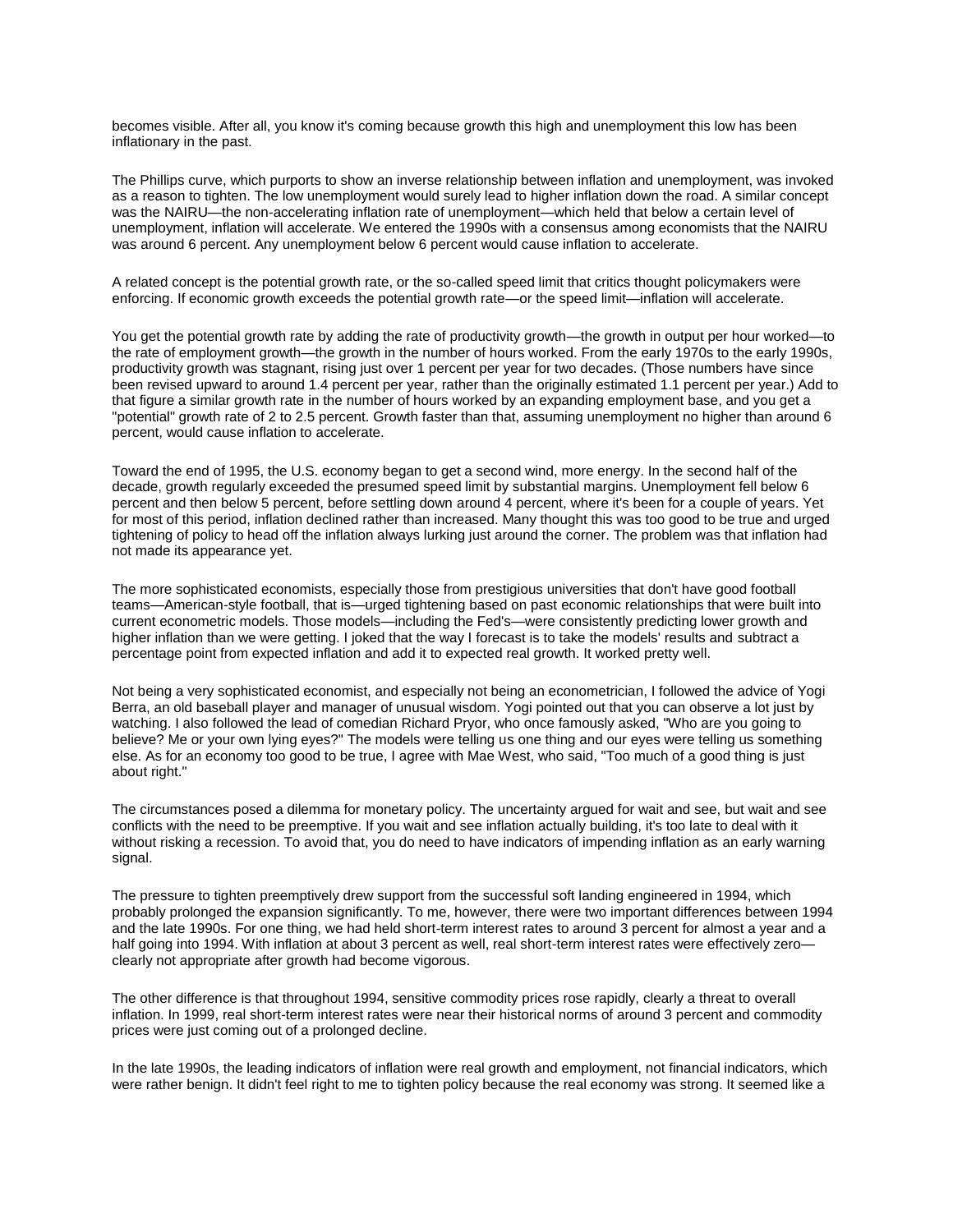becomes visible. After all, you know it's coming because growth this high and unemployment this low has been inflationary in the past.

The Phillips curve, which purports to show an inverse relationship between inflation and unemployment, was invoked as a reason to tighten. The low unemployment would surely lead to higher inflation down the road. A similar concept was the NAIRU—the non-accelerating inflation rate of unemployment—which held that below a certain level of unemployment, inflation will accelerate. We entered the 1990s with a consensus among economists that the NAIRU was around 6 percent. Any unemployment below 6 percent would cause inflation to accelerate.

A related concept is the potential growth rate, or the so-called speed limit that critics thought policymakers were enforcing. If economic growth exceeds the potential growth rate—or the speed limit—inflation will accelerate.

You get the potential growth rate by adding the rate of productivity growth—the growth in output per hour worked—to the rate of employment growth—the growth in the number of hours worked. From the early 1970s to the early 1990s, productivity growth was stagnant, rising just over 1 percent per year for two decades. (Those numbers have since been revised upward to around 1.4 percent per year, rather than the originally estimated 1.1 percent per year.) Add to that figure a similar growth rate in the number of hours worked by an expanding employment base, and you get a "potential" growth rate of 2 to 2.5 percent. Growth faster than that, assuming unemployment no higher than around 6 percent, would cause inflation to accelerate.

Toward the end of 1995, the U.S. economy began to get a second wind, more energy. In the second half of the decade, growth regularly exceeded the presumed speed limit by substantial margins. Unemployment fell below 6 percent and then below 5 percent, before settling down around 4 percent, where it's been for a couple of years. Yet for most of this period, inflation declined rather than increased. Many thought this was too good to be true and urged tightening of policy to head off the inflation always lurking just around the corner. The problem was that inflation had not made its appearance yet.

The more sophisticated economists, especially those from prestigious universities that don't have good football teams—American-style football, that is—urged tightening based on past economic relationships that were built into current econometric models. Those models—including the Fed's—were consistently predicting lower growth and higher inflation than we were getting. I joked that the way I forecast is to take the models' results and subtract a percentage point from expected inflation and add it to expected real growth. It worked pretty well.

Not being a very sophisticated economist, and especially not being an econometrician, I followed the advice of Yogi Berra, an old baseball player and manager of unusual wisdom. Yogi pointed out that you can observe a lot just by watching. I also followed the lead of comedian Richard Pryor, who once famously asked, "Who are you going to believe? Me or your own lying eyes?" The models were telling us one thing and our eyes were telling us something else. As for an economy too good to be true, I agree with Mae West, who said, "Too much of a good thing is just about right."

The circumstances posed a dilemma for monetary policy. The uncertainty argued for wait and see, but wait and see conflicts with the need to be preemptive. If you wait and see inflation actually building, it's too late to deal with it without risking a recession. To avoid that, you do need to have indicators of impending inflation as an early warning signal.

The pressure to tighten preemptively drew support from the successful soft landing engineered in 1994, which probably prolonged the expansion significantly. To me, however, there were two important differences between 1994 and the late 1990s. For one thing, we had held short-term interest rates to around 3 percent for almost a year and a half going into 1994. With inflation at about 3 percent as well, real short-term interest rates were effectively zero—clearly not appropriate after growth had become vigorous.

The other difference is that throughout 1994, sensitive commodity prices rose rapidly, clearly a threat to overall inflation. In 1999, real short-term interest rates were near their historical norms of around 3 percent and commodity prices were just coming out of a prolonged decline.

In the late 1990s, the leading indicators of inflation were real growth and employment, not financial indicators, which were rather benign. It didn't feel right to me to tighten policy because the real economy was strong. It seemed like a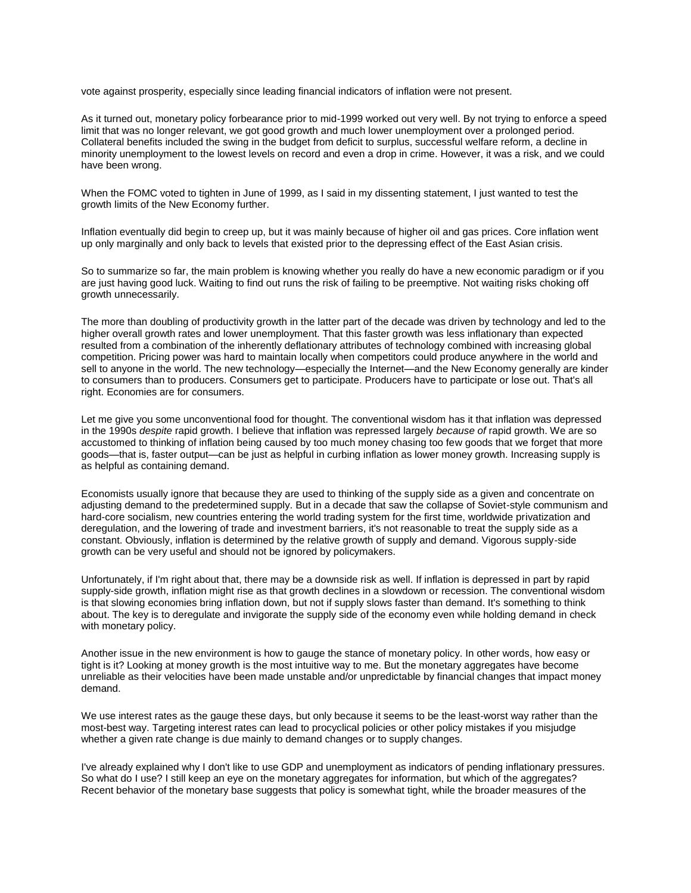vote against prosperity, especially since leading financial indicators of inflation were not present.

As it turned out, monetary policy forbearance prior to mid-1999 worked out very well. By not trying to enforce a speed limit that was no longer relevant, we got good growth and much lower unemployment over a prolonged period. Collateral benefits included the swing in the budget from deficit to surplus, successful welfare reform, a decline in minority unemployment to the lowest levels on record and even a drop in crime. However, it was a risk, and we could have been wrong.

When the FOMC voted to tighten in June of 1999, as I said in my dissenting statement, I just wanted to test the growth limits of the New Economy further.

Inflation eventually did begin to creep up, but it was mainly because of higher oil and gas prices. Core inflation went up only marginally and only back to levels that existed prior to the depressing effect of the East Asian crisis.

So to summarize so far, the main problem is knowing whether you really do have a new economic paradigm or if you are just having good luck. Waiting to find out runs the risk of failing to be preemptive. Not waiting risks choking off growth unnecessarily.

The more than doubling of productivity growth in the latter part of the decade was driven by technology and led to the higher overall growth rates and lower unemployment. That this faster growth was less inflationary than expected resulted from a combination of the inherently deflationary attributes of technology combined with increasing global competition. Pricing power was hard to maintain locally when competitors could produce anywhere in the world and sell to anyone in the world. The new technology—especially the Internet—and the New Economy generally are kinder to consumers than to producers. Consumers get to participate. Producers have to participate or lose out. That's all right. Economies are for consumers.

Let me give you some unconventional food for thought. The conventional wisdom has it that inflation was depressed in the 1990s *despite* rapid growth. I believe that inflation was repressed largely *because of* rapid growth. We are so accustomed to thinking of inflation being caused by too much money chasing too few goods that we forget that more goods—that is, faster output—can be just as helpful in curbing inflation as lower money growth. Increasing supply is as helpful as containing demand.

Economists usually ignore that because they are used to thinking of the supply side as a given and concentrate on adjusting demand to the predetermined supply. But in a decade that saw the collapse of Soviet-style communism and hard-core socialism, new countries entering the world trading system for the first time, worldwide privatization and deregulation, and the lowering of trade and investment barriers, it's not reasonable to treat the supply side as a constant. Obviously, inflation is determined by the relative growth of supply and demand. Vigorous supply-side growth can be very useful and should not be ignored by policymakers.

Unfortunately, if I'm right about that, there may be a downside risk as well. If inflation is depressed in part by rapid supply-side growth, inflation might rise as that growth declines in a slowdown or recession. The conventional wisdom is that slowing economies bring inflation down, but not if supply slows faster than demand. It's something to think about. The key is to deregulate and invigorate the supply side of the economy even while holding demand in check with monetary policy.

Another issue in the new environment is how to gauge the stance of monetary policy. In other words, how easy or tight is it? Looking at money growth is the most intuitive way to me. But the monetary aggregates have become unreliable as their velocities have been made unstable and/or unpredictable by financial changes that impact money demand.

We use interest rates as the gauge these days, but only because it seems to be the least-worst way rather than the most-best way. Targeting interest rates can lead to procyclical policies or other policy mistakes if you misjudge whether a given rate change is due mainly to demand changes or to supply changes.

I've already explained why I don't like to use GDP and unemployment as indicators of pending inflationary pressures. So what do I use? I still keep an eye on the monetary aggregates for information, but which of the aggregates? Recent behavior of the monetary base suggests that policy is somewhat tight, while the broader measures of the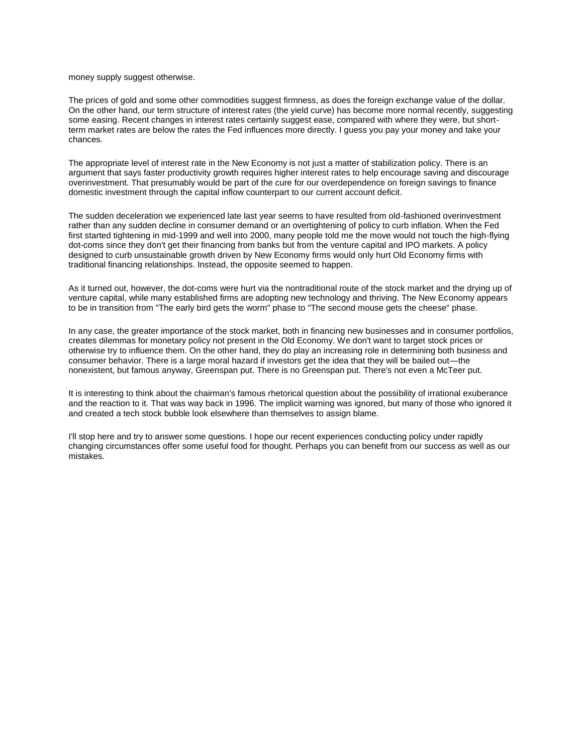money supply suggest otherwise.

The prices of gold and some other commodities suggest firmness, as does the foreign exchange value of the dollar. On the other hand, our term structure of interest rates (the yield curve) has become more normal recently, suggesting some easing. Recent changes in interest rates certainly suggest ease, compared with where they were, but short-term market rates are below the rates the Fed influences more directly. I guess you pay your money and take your chances.

The appropriate level of interest rate in the New Economy is not just a matter of stabilization policy. There is an argument that says faster productivity growth requires higher interest rates to help encourage saving and discourage overinvestment. That presumably would be part of the cure for our overdependence on foreign savings to finance domestic investment through the capital inflow counterpart to our current account deficit.

The sudden deceleration we experienced late last year seems to have resulted from old-fashioned overinvestment rather than any sudden decline in consumer demand or an overtightening of policy to curb inflation. When the Fed first started tightening in mid-1999 and well into 2000, many people told me the move would not touch the high-flying dot-coms since they don't get their financing from banks but from the venture capital and IPO markets. A policy designed to curb unsustainable growth driven by New Economy firms would only hurt Old Economy firms with traditional financing relationships. Instead, the opposite seemed to happen.

As it turned out, however, the dot-coms were hurt via the nontraditional route of the stock market and the drying up of venture capital, while many established firms are adopting new technology and thriving. The New Economy appears to be in transition from "The early bird gets the worm" phase to "The second mouse gets the cheese" phase.

In any case, the greater importance of the stock market, both in financing new businesses and in consumer portfolios, creates dilemmas for monetary policy not present in the Old Economy. We don't want to target stock prices or otherwise try to influence them. On the other hand, they do play an increasing role in determining both business and consumer behavior. There is a large moral hazard if investors get the idea that they will be bailed out—the nonexistent, but famous anyway, Greenspan put. There is no Greenspan put. There's not even a McTeer put.

It is interesting to think about the chairman's famous rhetorical question about the possibility of irrational exuberance and the reaction to it. That was way back in 1996. The implicit warning was ignored, but many of those who ignored it and created a tech stock bubble look elsewhere than themselves to assign blame.

I'll stop here and try to answer some questions. I hope our recent experiences conducting policy under rapidly changing circumstances offer some useful food for thought. Perhaps you can benefit from our success as well as our mistakes.